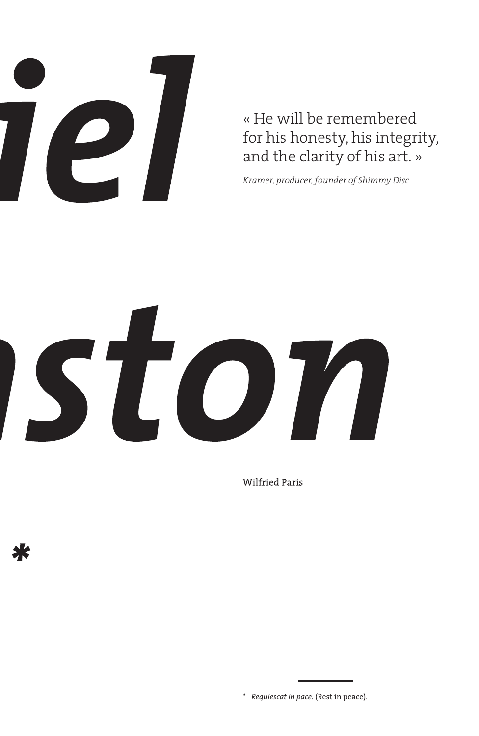# iel

# ston

**\***

« He will be remembered for his honesty, his integrity, and the clarity of his art. »

*Kramer, producer, founder of Shimmy Disc*

Wilfried Paris

---

\* *Requiescat in pace.* (Rest in peace).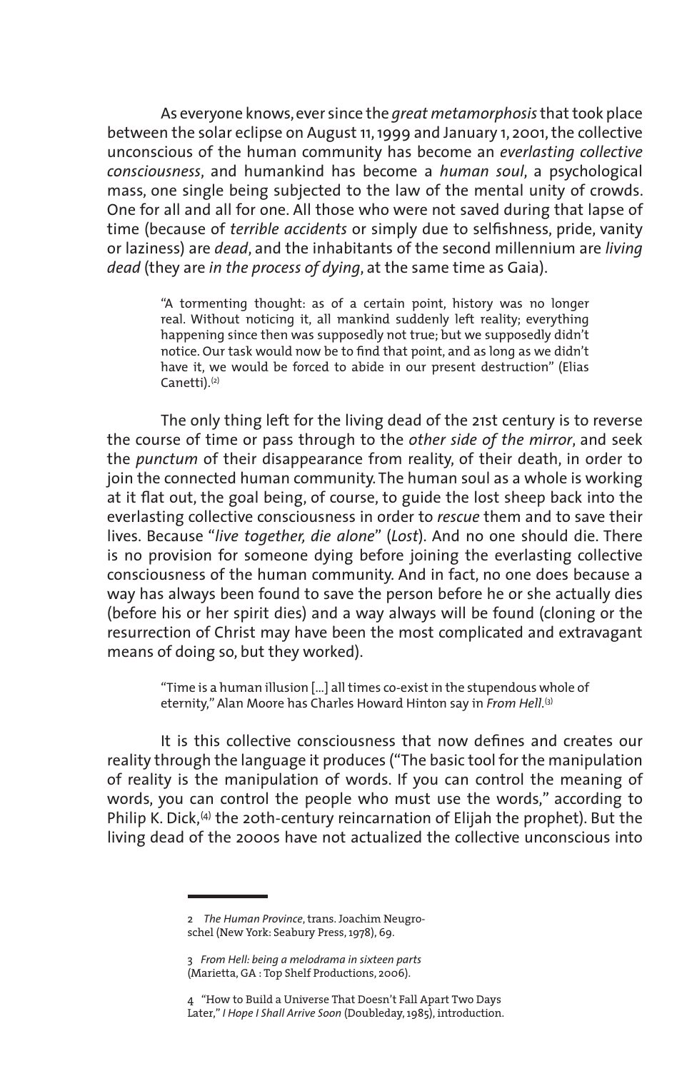As everyone knows, ever since the *great metamorphosis* that took place between the solar eclipse on August 11, 1999 and January 1, 2001, the collective unconscious of the human community has become an *everlasting collective consciousness*, and humankind has become a *human soul*, a psychological mass, one single being subjected to the law of the mental unity of crowds. One for all and all for one. All those who were not saved during that lapse of time (because of *terrible accidents* or simply due to selfishness, pride, vanity or laziness) are *dead*, and the inhabitants of the second millennium are *living dead* (they are *in the process of dying*, at the same time as Gaia).

> "A tormenting thought: as of a certain point, history was no longer real. Without noticing it, all mankind suddenly left reality; everything happening since then was supposedly not true; but we supposedly didn't notice. Our task would now be to find that point, and as long as we didn't have it, we would be forced to abide in our present destruction" (Elias Canetti).[2]

The only thing left for the living dead of the 21st century is to reverse the course of time or pass through to the *other side of the mirror*, and seek the *punctum* of their disappearance from reality, of their death, in order to join the connected human community. The human soul as a whole is working at it flat out, the goal being, of course, to guide the lost sheep back into the everlasting collective consciousness in order to *rescue* them and to save their lives. Because "*live together, die alone*" (*Lost*). And no one should die. There is no provision for someone dying before joining the everlasting collective consciousness of the human community. And in fact, no one does because a way has always been found to save the person before he or she actually dies (before his or her spirit dies) and a way always will be found (cloning or the resurrection of Christ may have been the most complicated and extravagant means of doing so, but they worked).

> "Time is a human illusion [...] all times co-exist in the stupendous whole of eternity," Alan Moore has Charles Howard Hinton say in *From Hell*.[3]

It is this collective consciousness that now defines and creates our reality through the language it produces ("The basic tool for the manipulation of reality is the manipulation of words. If you can control the meaning of words, you can control the people who must use the words," according to Philip K. Dick,[4] the 20th-century reincarnation of Elijah the prophet). But the living dead of the 2000s have not actualized the collective unconscious into

---

2 *The Human Province*, trans. Joachim Neugroschel (New York: Seabury Press, 1978), 69.

3 *From Hell: being a melodrama in sixteen parts* (Marietta, GA : Top Shelf Productions, 2006).

4 "How to Build a Universe That Doesn't Fall Apart Two Days Later," *I Hope I Shall Arrive Soon* (Doubleday, 1985), introduction.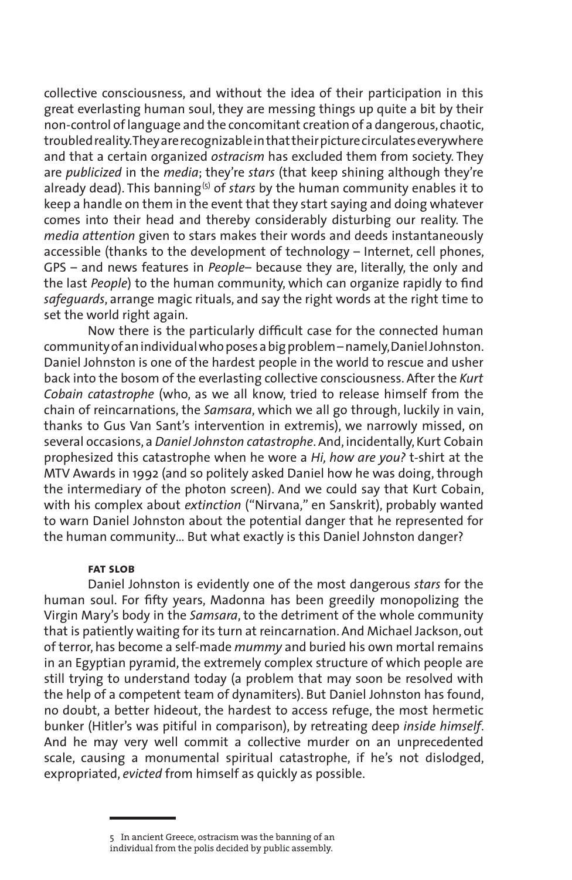collective consciousness, and without the idea of their participation in this great everlasting human soul, they are messing things up quite a bit by their non-control of language and the concomitant creation of a dangerous, chaotic, troubled reality. They are recognizable in that their picture circulates everywhere and that a certain organized *ostracism* has excluded them from society. They are *publicized* in the *media*; they're *stars* (that keep shining although they're already dead). This banning[5] of *stars* by the human community enables it to keep a handle on them in the event that they start saying and doing whatever comes into their head and thereby considerably disturbing our reality. The *media attention* given to stars makes their words and deeds instantaneously accessible (thanks to the development of technology – Internet, cell phones, GPS – and news features in *People*– because they are, literally, the only and the last *People*) to the human community, which can organize rapidly to find *safeguards*, arrange magic rituals, and say the right words at the right time to set the world right again.

Now there is the particularly difficult case for the connected human community of an individual who poses a big problem – namely, Daniel Johnston. Daniel Johnston is one of the hardest people in the world to rescue and usher back into the bosom of the everlasting collective consciousness. After the *Kurt Cobain catastrophe* (who, as we all know, tried to release himself from the chain of reincarnations, the *Samsara*, which we all go through, luckily in vain, thanks to Gus Van Sant's intervention in extremis), we narrowly missed, on several occasions, a *Daniel Johnston catastrophe*. And, incidentally, Kurt Cobain prophesized this catastrophe when he wore a *Hi, how are you?* t-shirt at the MTV Awards in 1992 (and so politely asked Daniel how he was doing, through the intermediary of the photon screen). And we could say that Kurt Cobain, with his complex about *extinction* ("Nirvana," en Sanskrit), probably wanted to warn Daniel Johnston about the potential danger that he represented for the human community... But what exactly is this Daniel Johnston danger?

### FAT SLOB

Daniel Johnston is evidently one of the most dangerous *stars* for the human soul. For fifty years, Madonna has been greedily monopolizing the Virgin Mary's body in the *Samsara*, to the detriment of the whole community that is patiently waiting for its turn at reincarnation. And Michael Jackson, out of terror, has become a self-made *mummy* and buried his own mortal remains in an Egyptian pyramid, the extremely complex structure of which people are still trying to understand today (a problem that may soon be resolved with the help of a competent team of dynamiters). But Daniel Johnston has found, no doubt, a better hideout, the hardest to access refuge, the most hermetic bunker (Hitler's was pitiful in comparison), by retreating deep *inside himself*. And he may very well commit a collective murder on an unprecedented scale, causing a monumental spiritual catastrophe, if he's not dislodged, expropriated, *evicted* from himself as quickly as possible.

---

5 In ancient Greece, ostracism was the banning of an individual from the polis decided by public assembly.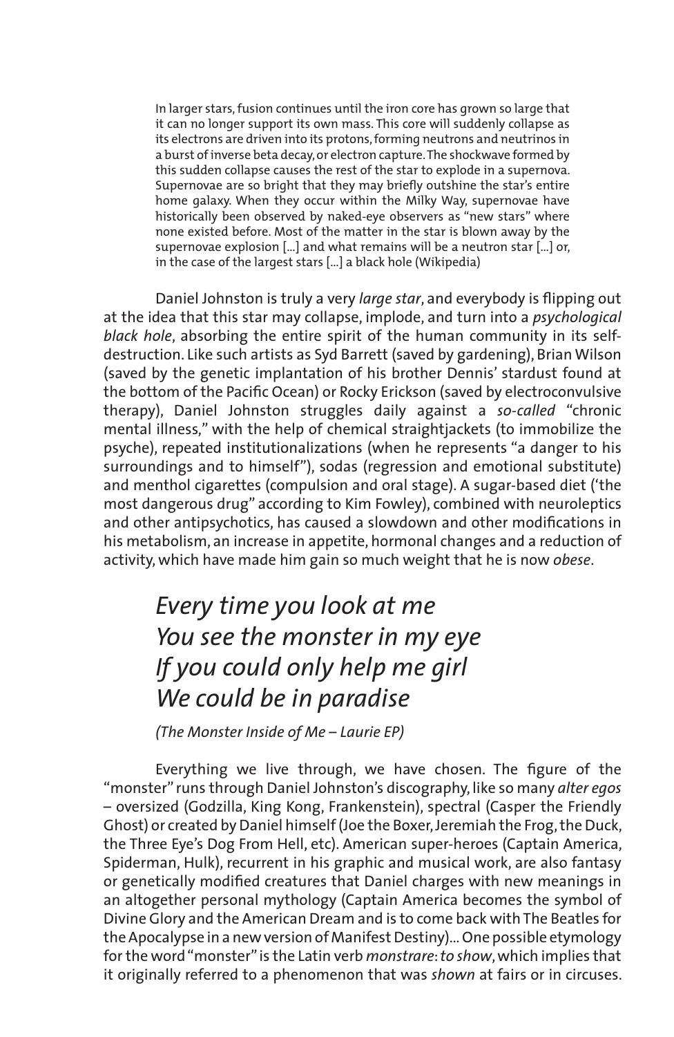> In larger stars, fusion continues until the iron core has grown so large that it can no longer support its own mass. This core will suddenly collapse as its electrons are driven into its protons, forming neutrons and neutrinos in a burst of inverse beta decay, or electron capture. The shockwave formed by this sudden collapse causes the rest of the star to explode in a supernova. Supernovae are so bright that they may briefly outshine the star's entire home galaxy. When they occur within the Milky Way, supernovae have historically been observed by naked-eye observers as "new stars" where none existed before. Most of the matter in the star is blown away by the supernovae explosion [...] and what remains will be a neutron star [...] or, in the case of the largest stars [...] a black hole (Wikipedia)

Daniel Johnston is truly a very *large star*, and everybody is flipping out at the idea that this star may collapse, implode, and turn into a *psychological black hole*, absorbing the entire spirit of the human community in its self-destruction. Like such artists as Syd Barrett (saved by gardening), Brian Wilson (saved by the genetic implantation of his brother Dennis' stardust found at the bottom of the Pacific Ocean) or Rocky Erickson (saved by electroconvulsive therapy), Daniel Johnston struggles daily against a *so-called* "chronic mental illness," with the help of chemical straightjackets (to immobilize the psyche), repeated institutionalizations (when he represents "a danger to his surroundings and to himself"), sodas (regression and emotional substitute) and menthol cigarettes (compulsion and oral stage). A sugar-based diet ('the most dangerous drug" according to Kim Fowley), combined with neuroleptics and other antipsychotics, has caused a slowdown and other modifications in his metabolism, an increase in appetite, hormonal changes and a reduction of activity, which have made him gain so much weight that he is now *obese*.

> *Every time you look at me*
> *You see the monster in my eye*
> *If you could only help me girl*
> *We could be in paradise*
>
> *(The Monster Inside of Me – Laurie EP)*

Everything we live through, we have chosen. The figure of the "monster" runs through Daniel Johnston's discography, like so many *alter egos* – oversized (Godzilla, King Kong, Frankenstein), spectral (Casper the Friendly Ghost) or created by Daniel himself (Joe the Boxer, Jeremiah the Frog, the Duck, the Three Eye's Dog From Hell, etc). American super-heroes (Captain America, Spiderman, Hulk), recurrent in his graphic and musical work, are also fantasy or genetically modified creatures that Daniel charges with new meanings in an altogether personal mythology (Captain America becomes the symbol of Divine Glory and the American Dream and is to come back with The Beatles for the Apocalypse in a new version of Manifest Destiny)... One possible etymology for the word "monster" is the Latin verb *monstrare*: *to show*, which implies that it originally referred to a phenomenon that was *shown* at fairs or in circuses.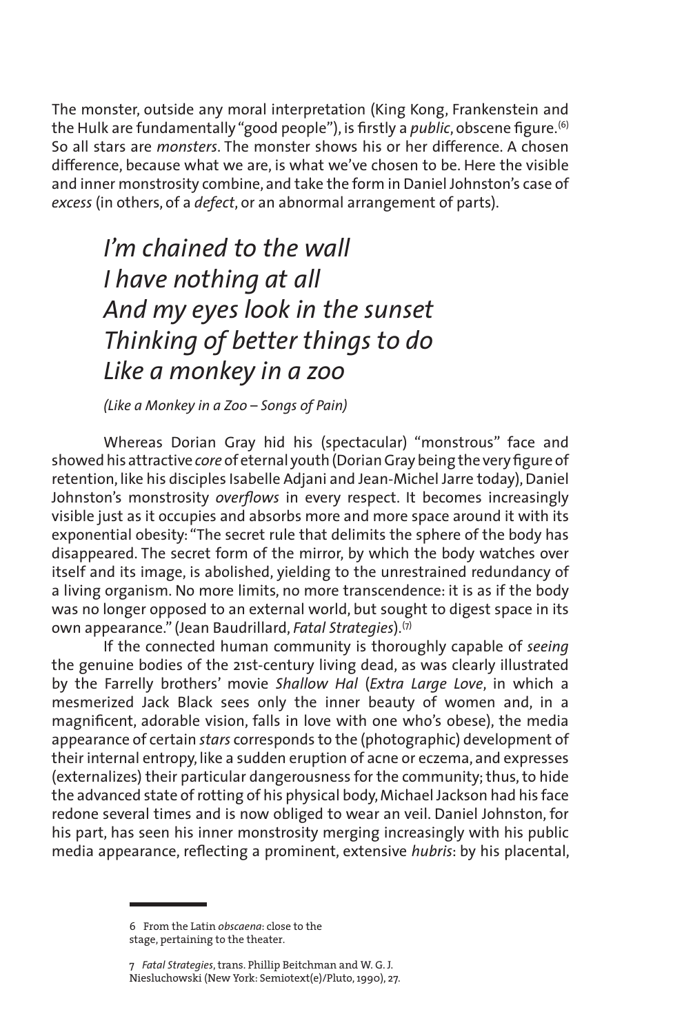The monster, outside any moral interpretation (King Kong, Frankenstein and the Hulk are fundamentally "good people"), is firstly a *public*, obscene figure.[6] So all stars are *monsters*. The monster shows his or her difference. A chosen difference, because what we are, is what we've chosen to be. Here the visible and inner monstrosity combine, and take the form in Daniel Johnston's case of *excess* (in others, of a *defect*, or an abnormal arrangement of parts).

> *I'm chained to the wall*
> *I have nothing at all*
> *And my eyes look in the sunset*
> *Thinking of better things to do*
> *Like a monkey in a zoo*
>
> *(Like a Monkey in a Zoo – Songs of Pain)*

Whereas Dorian Gray hid his (spectacular) "monstrous" face and showed his attractive *core* of eternal youth (Dorian Gray being the very figure of retention, like his disciples Isabelle Adjani and Jean-Michel Jarre today), Daniel Johnston's monstrosity *overflows* in every respect. It becomes increasingly visible just as it occupies and absorbs more and more space around it with its exponential obesity: "The secret rule that delimits the sphere of the body has disappeared. The secret form of the mirror, by which the body watches over itself and its image, is abolished, yielding to the unrestrained redundancy of a living organism. No more limits, no more transcendence: it is as if the body was no longer opposed to an external world, but sought to digest space in its own appearance." (Jean Baudrillard, *Fatal Strategies*).[7]

If the connected human community is thoroughly capable of *seeing* the genuine bodies of the 21st-century living dead, as was clearly illustrated by the Farrelly brothers' movie *Shallow Hal* (*Extra Large Love*, in which a mesmerized Jack Black sees only the inner beauty of women and, in a magnificent, adorable vision, falls in love with one who's obese), the media appearance of certain *stars* corresponds to the (photographic) development of their internal entropy, like a sudden eruption of acne or eczema, and expresses (externalizes) their particular dangerousness for the community; thus, to hide the advanced state of rotting of his physical body, Michael Jackson had his face redone several times and is now obliged to wear an veil. Daniel Johnston, for his part, has seen his inner monstrosity merging increasingly with his public media appearance, reflecting a prominent, extensive *hubris*: by his placental,

---

6 From the Latin *obscaena*: close to the stage, pertaining to the theater.

7 *Fatal Strategies*, trans. Phillip Beitchman and W. G. J. Niesluchowski (New York: Semiotext(e)/Pluto, 1990), 27.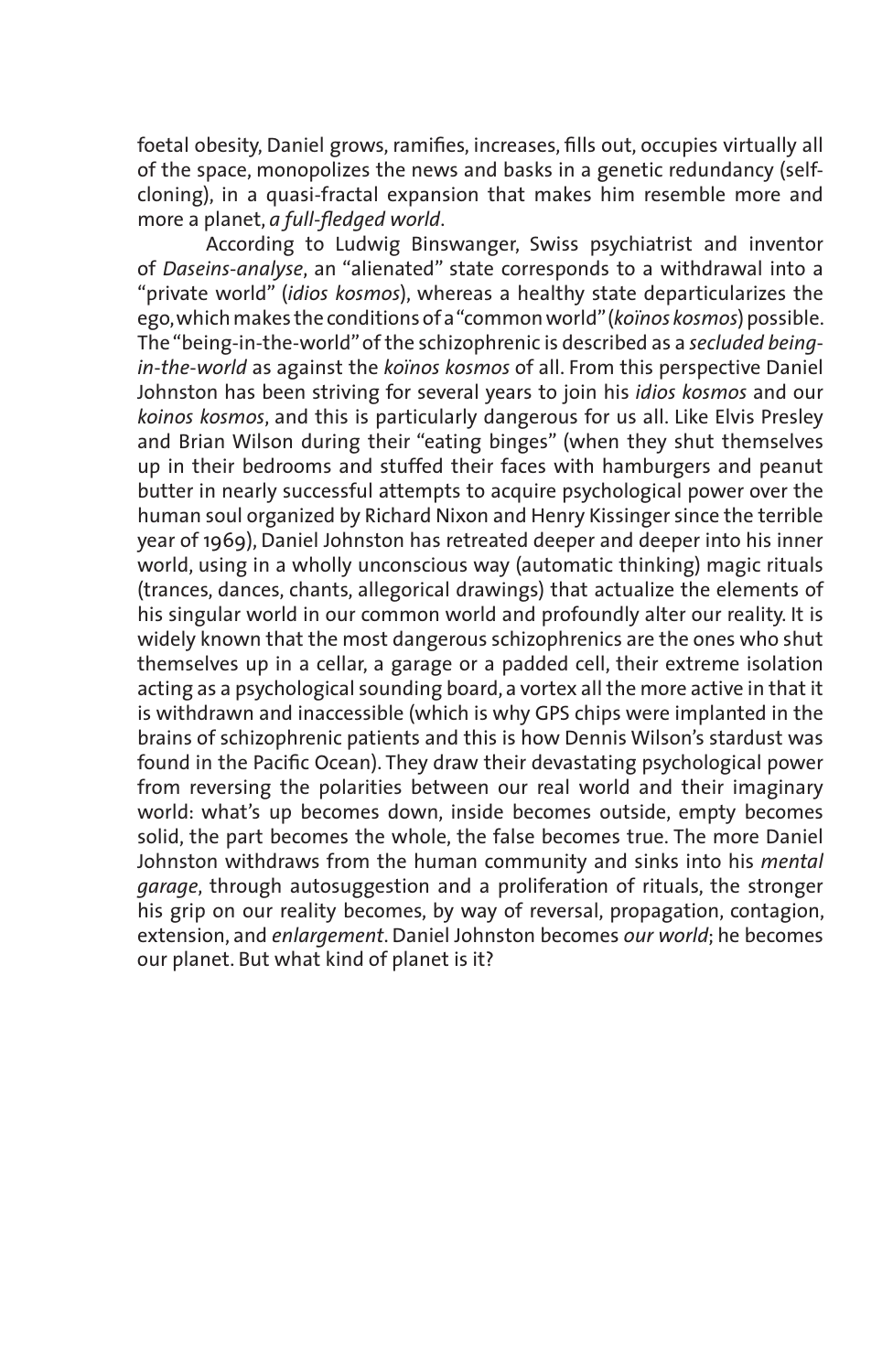foetal obesity, Daniel grows, ramifies, increases, fills out, occupies virtually all of the space, monopolizes the news and basks in a genetic redundancy (self-cloning), in a quasi-fractal expansion that makes him resemble more and more a planet, *a full-fledged world*.

According to Ludwig Binswanger, Swiss psychiatrist and inventor of *Daseins-analyse*, an "alienated" state corresponds to a withdrawal into a "private world" (*idios kosmos*), whereas a healthy state departicularizes the ego, which makes the conditions of a "common world" (*koïnos kosmos*) possible. The "being-in-the-world" of the schizophrenic is described as a *secluded being-in-the-world* as against the *koïnos kosmos* of all. From this perspective Daniel Johnston has been striving for several years to join his *idios kosmos* and our *koinos kosmos*, and this is particularly dangerous for us all. Like Elvis Presley and Brian Wilson during their "eating binges" (when they shut themselves up in their bedrooms and stuffed their faces with hamburgers and peanut butter in nearly successful attempts to acquire psychological power over the human soul organized by Richard Nixon and Henry Kissinger since the terrible year of 1969), Daniel Johnston has retreated deeper and deeper into his inner world, using in a wholly unconscious way (automatic thinking) magic rituals (trances, dances, chants, allegorical drawings) that actualize the elements of his singular world in our common world and profoundly alter our reality. It is widely known that the most dangerous schizophrenics are the ones who shut themselves up in a cellar, a garage or a padded cell, their extreme isolation acting as a psychological sounding board, a vortex all the more active in that it is withdrawn and inaccessible (which is why GPS chips were implanted in the brains of schizophrenic patients and this is how Dennis Wilson's stardust was found in the Pacific Ocean). They draw their devastating psychological power from reversing the polarities between our real world and their imaginary world: what's up becomes down, inside becomes outside, empty becomes solid, the part becomes the whole, the false becomes true. The more Daniel Johnston withdraws from the human community and sinks into his *mental garage*, through autosuggestion and a proliferation of rituals, the stronger his grip on our reality becomes, by way of reversal, propagation, contagion, extension, and *enlargement*. Daniel Johnston becomes *our world*; he becomes our planet. But what kind of planet is it?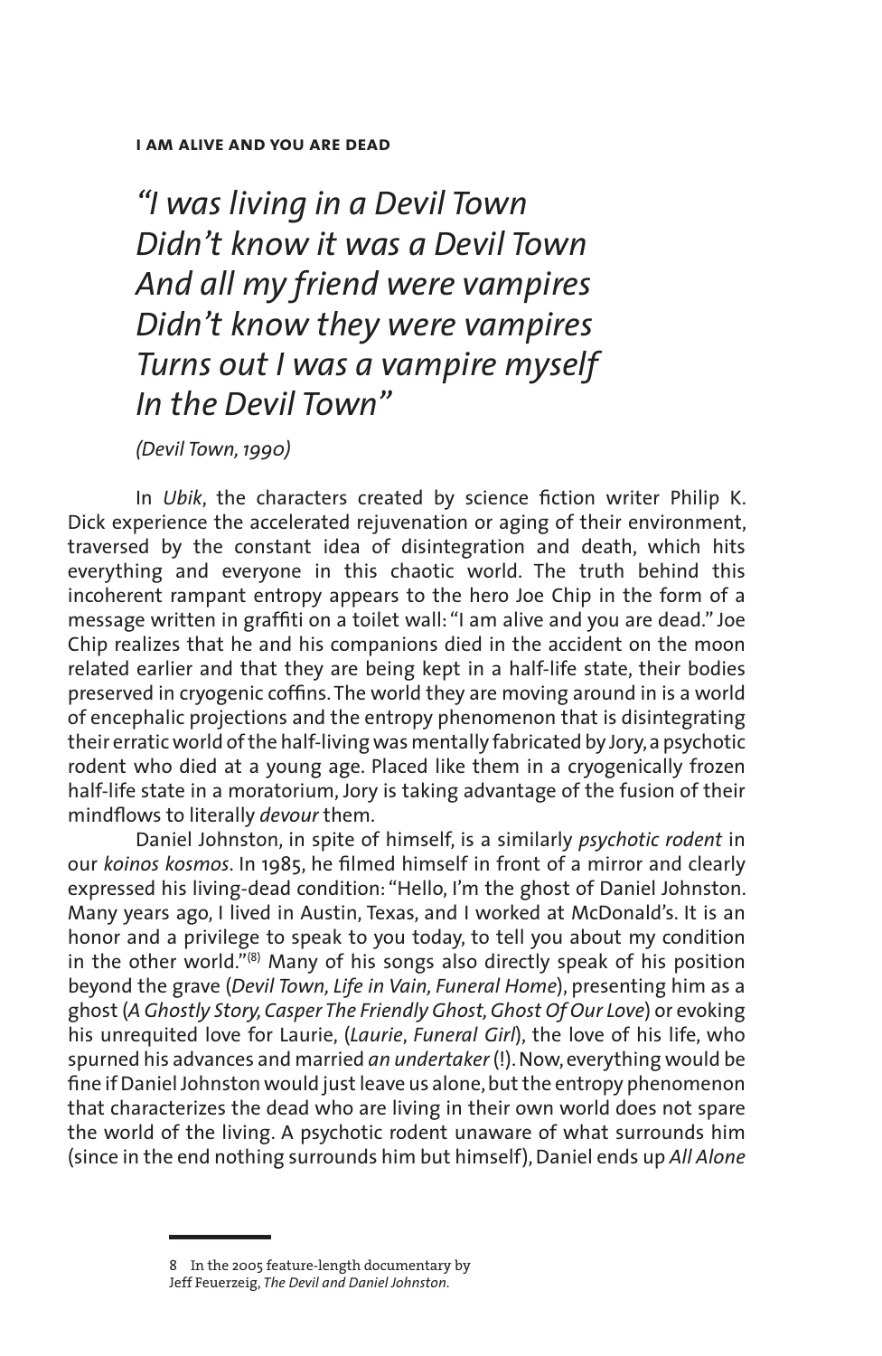**I AM ALIVE AND YOU ARE DEAD**

*"I was living in a Devil Town*
*Didn't know it was a Devil Town*
*And all my friend were vampires*
*Didn't know they were vampires*
*Turns out I was a vampire myself*
*In the Devil Town"*

*(Devil Town, 1990)*

In *Ubik*, the characters created by science fiction writer Philip K. Dick experience the accelerated rejuvenation or aging of their environment, traversed by the constant idea of disintegration and death, which hits everything and everyone in this chaotic world. The truth behind this incoherent rampant entropy appears to the hero Joe Chip in the form of a message written in graffiti on a toilet wall: "I am alive and you are dead." Joe Chip realizes that he and his companions died in the accident on the moon related earlier and that they are being kept in a half-life state, their bodies preserved in cryogenic coffins. The world they are moving around in is a world of encephalic projections and the entropy phenomenon that is disintegrating their erratic world of the half-living was mentally fabricated by Jory, a psychotic rodent who died at a young age. Placed like them in a cryogenically frozen half-life state in a moratorium, Jory is taking advantage of the fusion of their mindflows to literally *devour* them.

Daniel Johnston, in spite of himself, is a similarly *psychotic rodent* in our *koinos kosmos*. In 1985, he filmed himself in front of a mirror and clearly expressed his living-dead condition: "Hello, I'm the ghost of Daniel Johnston. Many years ago, I lived in Austin, Texas, and I worked at McDonald's. It is an honor and a privilege to speak to you today, to tell you about my condition in the other world."[8] Many of his songs also directly speak of his position beyond the grave (*Devil Town, Life in Vain, Funeral Home*), presenting him as a ghost (*A Ghostly Story, Casper The Friendly Ghost, Ghost Of Our Love*) or evoking his unrequited love for Laurie, (*Laurie*, *Funeral Girl*), the love of his life, who spurned his advances and married *an undertaker* (!). Now, everything would be fine if Daniel Johnston would just leave us alone, but the entropy phenomenon that characterizes the dead who are living in their own world does not spare the world of the living. A psychotic rodent unaware of what surrounds him (since in the end nothing surrounds him but himself), Daniel ends up *All Alone*

8 In the 2005 feature-length documentary by Jeff Feuerzeig, *The Devil and Daniel Johnston.*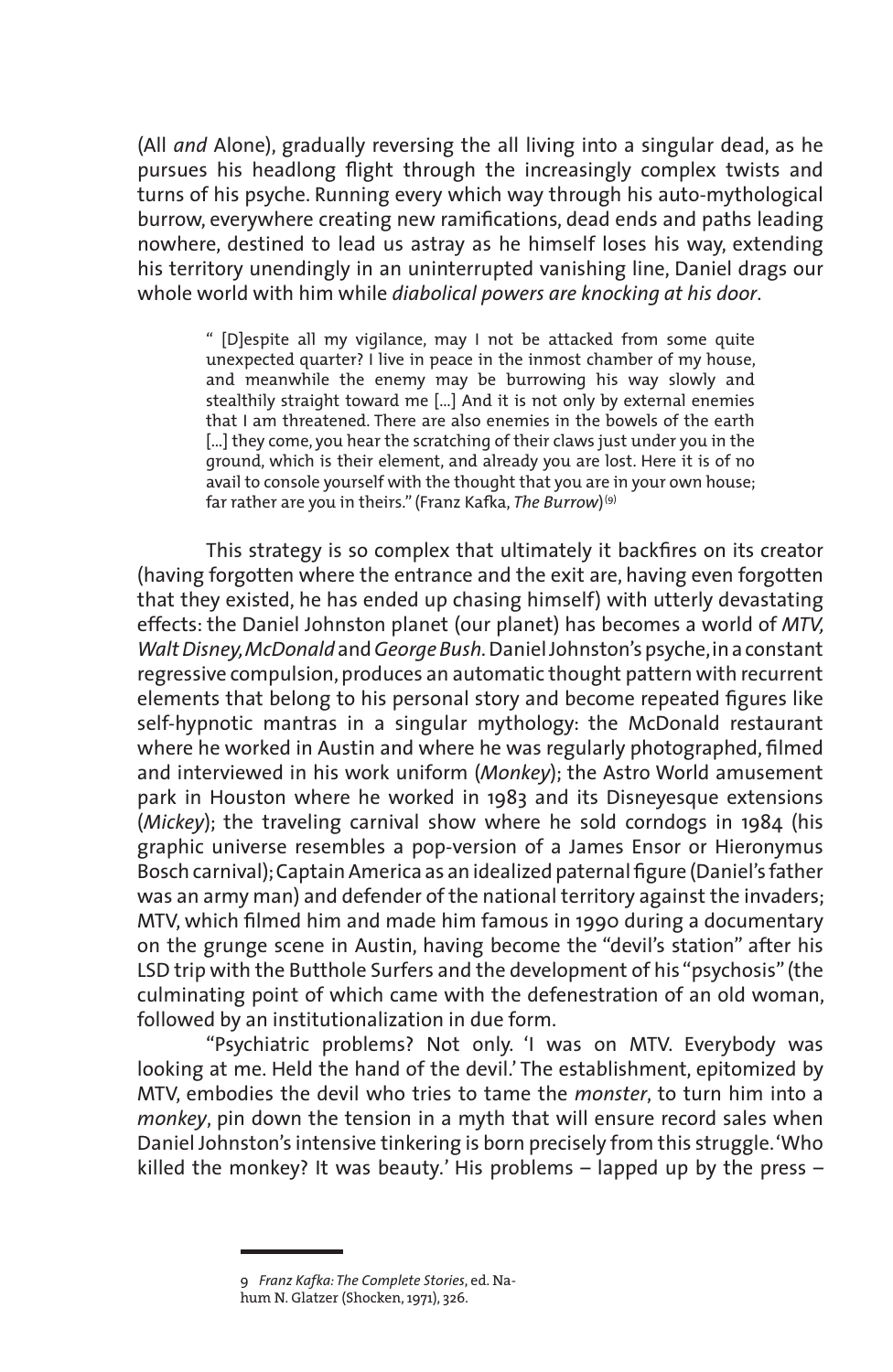(All *and* Alone), gradually reversing the all living into a singular dead, as he pursues his headlong flight through the increasingly complex twists and turns of his psyche. Running every which way through his auto-mythological burrow, everywhere creating new ramifications, dead ends and paths leading nowhere, destined to lead us astray as he himself loses his way, extending his territory unendingly in an uninterrupted vanishing line, Daniel drags our whole world with him while *diabolical powers are knocking at his door*.

> " [D]espite all my vigilance, may I not be attacked from some quite unexpected quarter? I live in peace in the inmost chamber of my house, and meanwhile the enemy may be burrowing his way slowly and stealthily straight toward me [...] And it is not only by external enemies that I am threatened. There are also enemies in the bowels of the earth [...] they come, you hear the scratching of their claws just under you in the ground, which is their element, and already you are lost. Here it is of no avail to console yourself with the thought that you are in your own house; far rather are you in theirs." (Franz Kafka, *The Burrow*)[9]

This strategy is so complex that ultimately it backfires on its creator (having forgotten where the entrance and the exit are, having even forgotten that they existed, he has ended up chasing himself) with utterly devastating effects: the Daniel Johnston planet (our planet) has becomes a world of *MTV, Walt Disney, McDonald* and *George Bush*. Daniel Johnston's psyche, in a constant regressive compulsion, produces an automatic thought pattern with recurrent elements that belong to his personal story and become repeated figures like self-hypnotic mantras in a singular mythology: the McDonald restaurant where he worked in Austin and where he was regularly photographed, filmed and interviewed in his work uniform (*Monkey*); the Astro World amusement park in Houston where he worked in 1983 and its Disneyesque extensions (*Mickey*); the traveling carnival show where he sold corndogs in 1984 (his graphic universe resembles a pop-version of a James Ensor or Hieronymus Bosch carnival); Captain America as an idealized paternal figure (Daniel's father was an army man) and defender of the national territory against the invaders; MTV, which filmed him and made him famous in 1990 during a documentary on the grunge scene in Austin, having become the "devil's station" after his LSD trip with the Butthole Surfers and the development of his "psychosis" (the culminating point of which came with the defenestration of an old woman, followed by an institutionalization in due form.

"Psychiatric problems? Not only. 'I was on MTV. Everybody was looking at me. Held the hand of the devil.' The establishment, epitomized by MTV, embodies the devil who tries to tame the *monster*, to turn him into a *monkey*, pin down the tension in a myth that will ensure record sales when Daniel Johnston's intensive tinkering is born precisely from this struggle. 'Who killed the monkey? It was beauty.' His problems – lapped up by the press –

---

9 *Franz Kafka: The Complete Stories*, ed. Nahum N. Glatzer (Shocken, 1971), 326.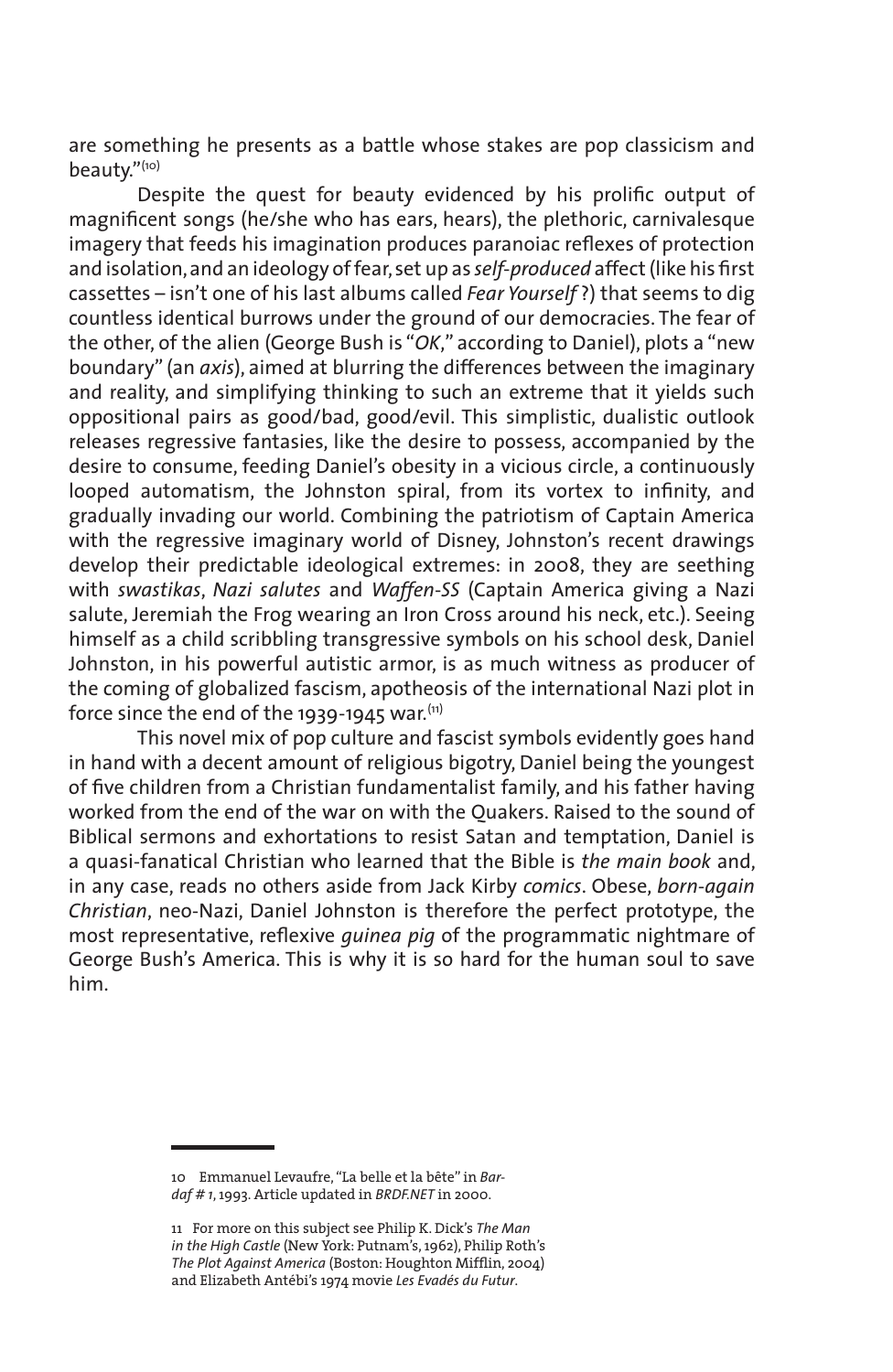are something he presents as a battle whose stakes are pop classicism and beauty."[10]

Despite the quest for beauty evidenced by his prolific output of magnificent songs (he/she who has ears, hears), the plethoric, carnivalesque imagery that feeds his imagination produces paranoiac reflexes of protection and isolation, and an ideology of fear, set up as *self-produced* affect (like his first cassettes – isn't one of his last albums called *Fear Yourself* ?) that seems to dig countless identical burrows under the ground of our democracies. The fear of the other, of the alien (George Bush is "*OK*," according to Daniel), plots a "new boundary" (an *axis*), aimed at blurring the differences between the imaginary and reality, and simplifying thinking to such an extreme that it yields such oppositional pairs as good/bad, good/evil. This simplistic, dualistic outlook releases regressive fantasies, like the desire to possess, accompanied by the desire to consume, feeding Daniel's obesity in a vicious circle, a continuously looped automatism, the Johnston spiral, from its vortex to infinity, and gradually invading our world. Combining the patriotism of Captain America with the regressive imaginary world of Disney, Johnston's recent drawings develop their predictable ideological extremes: in 2008, they are seething with *swastikas*, *Nazi salutes* and *Waffen-SS* (Captain America giving a Nazi salute, Jeremiah the Frog wearing an Iron Cross around his neck, etc.). Seeing himself as a child scribbling transgressive symbols on his school desk, Daniel Johnston, in his powerful autistic armor, is as much witness as producer of the coming of globalized fascism, apotheosis of the international Nazi plot in force since the end of the 1939-1945 war.[11]

This novel mix of pop culture and fascist symbols evidently goes hand in hand with a decent amount of religious bigotry, Daniel being the youngest of five children from a Christian fundamentalist family, and his father having worked from the end of the war on with the Quakers. Raised to the sound of Biblical sermons and exhortations to resist Satan and temptation, Daniel is a quasi-fanatical Christian who learned that the Bible is *the main book* and, in any case, reads no others aside from Jack Kirby *comics*. Obese, *born-again Christian*, neo-Nazi, Daniel Johnston is therefore the perfect prototype, the most representative, reflexive *guinea pig* of the programmatic nightmare of George Bush's America. This is why it is so hard for the human soul to save him.

---

10 Emmanuel Levaufre, "La belle et la bête" in *Bardaf # 1*, 1993. Article updated in *BRDF.NET* in 2000.

11 For more on this subject see Philip K. Dick's *The Man in the High Castle* (New York: Putnam's, 1962), Philip Roth's *The Plot Against America* (Boston: Houghton Mifflin, 2004) and Elizabeth Antébi's 1974 movie *Les Evadés du Futur*.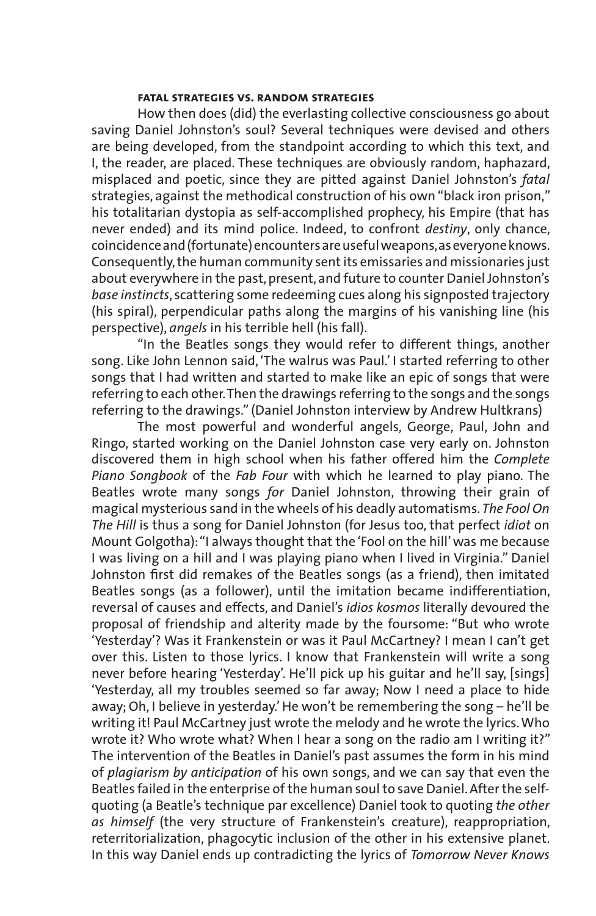### fatal strategies vs. random strategies

How then does (did) the everlasting collective consciousness go about saving Daniel Johnston's soul? Several techniques were devised and others are being developed, from the standpoint according to which this text, and I, the reader, are placed. These techniques are obviously random, haphazard, misplaced and poetic, since they are pitted against Daniel Johnston's *fatal* strategies, against the methodical construction of his own "black iron prison," his totalitarian dystopia as self-accomplished prophecy, his Empire (that has never ended) and its mind police. Indeed, to confront *destiny*, only chance, coincidence and (fortunate) encounters are useful weapons, as everyone knows. Consequently, the human community sent its emissaries and missionaries just about everywhere in the past, present, and future to counter Daniel Johnston's *base instincts*, scattering some redeeming cues along his signposted trajectory (his spiral), perpendicular paths along the margins of his vanishing line (his perspective), *angels* in his terrible hell (his fall).

"In the Beatles songs they would refer to different things, another song. Like John Lennon said, 'The walrus was Paul.' I started referring to other songs that I had written and started to make like an epic of songs that were referring to each other. Then the drawings referring to the songs and the songs referring to the drawings." (Daniel Johnston interview by Andrew Hultkrans)

The most powerful and wonderful angels, George, Paul, John and Ringo, started working on the Daniel Johnston case very early on. Johnston discovered them in high school when his father offered him the *Complete Piano Songbook* of the *Fab Four* with which he learned to play piano. The Beatles wrote many songs *for* Daniel Johnston, throwing their grain of magical mysterious sand in the wheels of his deadly automatisms. *The Fool On The Hill* is thus a song for Daniel Johnston (for Jesus too, that perfect *idiot* on Mount Golgotha): "I always thought that the 'Fool on the hill' was me because I was living on a hill and I was playing piano when I lived in Virginia." Daniel Johnston first did remakes of the Beatles songs (as a friend), then imitated Beatles songs (as a follower), until the imitation became indifferentiation, reversal of causes and effects, and Daniel's *idios kosmos* literally devoured the proposal of friendship and alterity made by the foursome: "But who wrote 'Yesterday'? Was it Frankenstein or was it Paul McCartney? I mean I can't get over this. Listen to those lyrics. I know that Frankenstein will write a song never before hearing 'Yesterday'. He'll pick up his guitar and he'll say, [sings] 'Yesterday, all my troubles seemed so far away; Now I need a place to hide away; Oh, I believe in yesterday.' He won't be remembering the song – he'll be writing it! Paul McCartney just wrote the melody and he wrote the lyrics. Who wrote it? Who wrote what? When I hear a song on the radio am I writing it?" The intervention of the Beatles in Daniel's past assumes the form in his mind of *plagiarism by anticipation* of his own songs, and we can say that even the Beatles failed in the enterprise of the human soul to save Daniel. After the self-quoting (a Beatle's technique par excellence) Daniel took to quoting *the other as himself* (the very structure of Frankenstein's creature), reappropriation, reterritorialization, phagocytic inclusion of the other in his extensive planet. In this way Daniel ends up contradicting the lyrics of *Tomorrow Never Knows*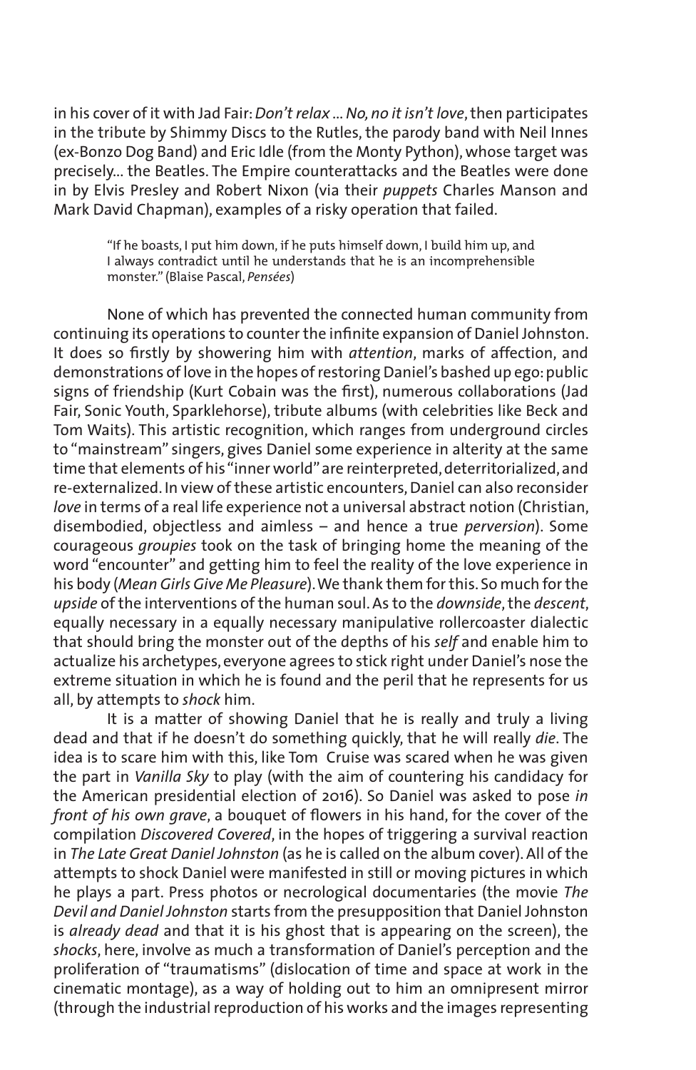in his cover of it with Jad Fair: *Don't relax ... No, no it isn't love*, then participates in the tribute by Shimmy Discs to the Rutles, the parody band with Neil Innes (ex-Bonzo Dog Band) and Eric Idle (from the Monty Python), whose target was precisely... the Beatles. The Empire counterattacks and the Beatles were done in by Elvis Presley and Robert Nixon (via their *puppets* Charles Manson and Mark David Chapman), examples of a risky operation that failed.

> "If he boasts, I put him down, if he puts himself down, I build him up, and I always contradict until he understands that he is an incomprehensible monster." (Blaise Pascal, *Pensées*)

None of which has prevented the connected human community from continuing its operations to counter the infinite expansion of Daniel Johnston. It does so firstly by showering him with *attention*, marks of affection, and demonstrations of love in the hopes of restoring Daniel's bashed up ego: public signs of friendship (Kurt Cobain was the first), numerous collaborations (Jad Fair, Sonic Youth, Sparklehorse), tribute albums (with celebrities like Beck and Tom Waits). This artistic recognition, which ranges from underground circles to "mainstream" singers, gives Daniel some experience in alterity at the same time that elements of his "inner world" are reinterpreted, deterritorialized, and re-externalized. In view of these artistic encounters, Daniel can also reconsider *love* in terms of a real life experience not a universal abstract notion (Christian, disembodied, objectless and aimless – and hence a true *perversion*). Some courageous *groupies* took on the task of bringing home the meaning of the word "encounter" and getting him to feel the reality of the love experience in his body (*Mean Girls Give Me Pleasure*). We thank them for this. So much for the *upside* of the interventions of the human soul. As to the *downside*, the *descent*, equally necessary in a equally necessary manipulative rollercoaster dialectic that should bring the monster out of the depths of his *self* and enable him to actualize his archetypes, everyone agrees to stick right under Daniel's nose the extreme situation in which he is found and the peril that he represents for us all, by attempts to *shock* him.

It is a matter of showing Daniel that he is really and truly a living dead and that if he doesn't do something quickly, that he will really *die*. The idea is to scare him with this, like Tom Cruise was scared when he was given the part in *Vanilla Sky* to play (with the aim of countering his candidacy for the American presidential election of 2016). So Daniel was asked to pose *in front of his own grave*, a bouquet of flowers in his hand, for the cover of the compilation *Discovered Covered*, in the hopes of triggering a survival reaction in *The Late Great Daniel Johnston* (as he is called on the album cover). All of the attempts to shock Daniel were manifested in still or moving pictures in which he plays a part. Press photos or necrological documentaries (the movie *The Devil and Daniel Johnston* starts from the presupposition that Daniel Johnston is *already dead* and that it is his ghost that is appearing on the screen), the *shocks*, here, involve as much a transformation of Daniel's perception and the proliferation of "traumatisms" (dislocation of time and space at work in the cinematic montage), as a way of holding out to him an omnipresent mirror (through the industrial reproduction of his works and the images representing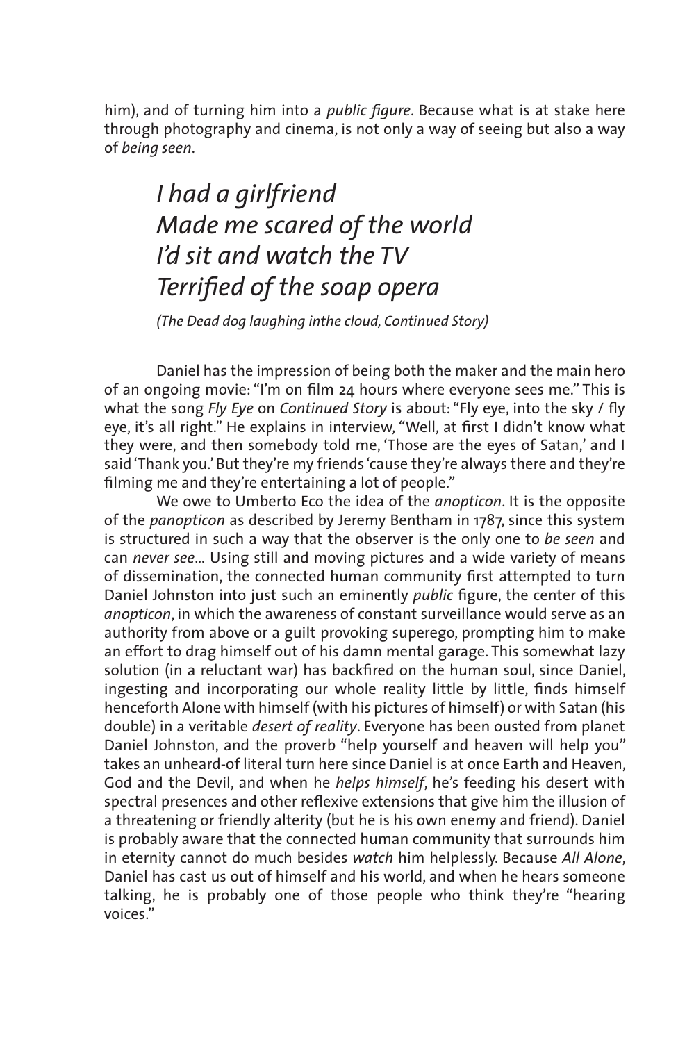him), and of turning him into a *public figure*. Because what is at stake here through photography and cinema, is not only a way of seeing but also a way of *being seen*.

> *I had a girlfriend*
> *Made me scared of the world*
> *I'd sit and watch the TV*
> *Terrified of the soap opera*
>
> *(The Dead dog laughing inthe cloud, Continued Story)*

Daniel has the impression of being both the maker and the main hero of an ongoing movie: "I'm on film 24 hours where everyone sees me." This is what the song *Fly Eye* on *Continued Story* is about: "Fly eye, into the sky / fly eye, it's all right." He explains in interview, "Well, at first I didn't know what they were, and then somebody told me, 'Those are the eyes of Satan,' and I said 'Thank you.' But they're my friends 'cause they're always there and they're filming me and they're entertaining a lot of people."

We owe to Umberto Eco the idea of the *anopticon*. It is the opposite of the *panopticon* as described by Jeremy Bentham in 1787, since this system is structured in such a way that the observer is the only one to *be seen* and can *never see*... Using still and moving pictures and a wide variety of means of dissemination, the connected human community first attempted to turn Daniel Johnston into just such an eminently *public* figure, the center of this *anopticon*, in which the awareness of constant surveillance would serve as an authority from above or a guilt provoking superego, prompting him to make an effort to drag himself out of his damn mental garage. This somewhat lazy solution (in a reluctant war) has backfired on the human soul, since Daniel, ingesting and incorporating our whole reality little by little, finds himself henceforth Alone with himself (with his pictures of himself) or with Satan (his double) in a veritable *desert of reality*. Everyone has been ousted from planet Daniel Johnston, and the proverb "help yourself and heaven will help you" takes an unheard-of literal turn here since Daniel is at once Earth and Heaven, God and the Devil, and when he *helps himself*, he's feeding his desert with spectral presences and other reflexive extensions that give him the illusion of a threatening or friendly alterity (but he is his own enemy and friend). Daniel is probably aware that the connected human community that surrounds him in eternity cannot do much besides *watch* him helplessly. Because *All Alone*, Daniel has cast us out of himself and his world, and when he hears someone talking, he is probably one of those people who think they're "hearing voices."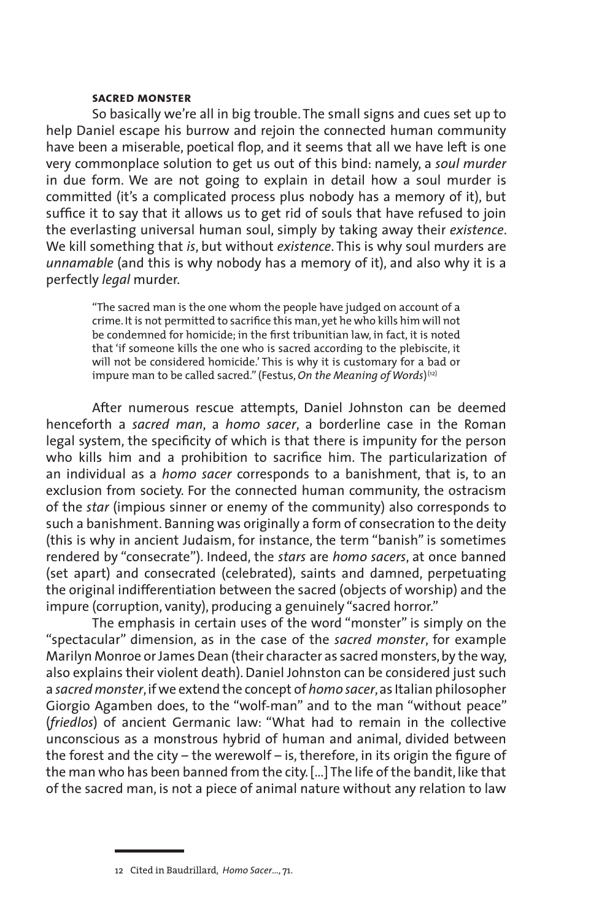### SACRED MONSTER

So basically we're all in big trouble. The small signs and cues set up to help Daniel escape his burrow and rejoin the connected human community have been a miserable, poetical flop, and it seems that all we have left is one very commonplace solution to get us out of this bind: namely, a *soul murder* in due form. We are not going to explain in detail how a soul murder is committed (it's a complicated process plus nobody has a memory of it), but suffice it to say that it allows us to get rid of souls that have refused to join the everlasting universal human soul, simply by taking away their *existence*. We kill something that *is*, but without *existence*. This is why soul murders are *unnamable* (and this is why nobody has a memory of it), and also why it is a perfectly *legal* murder.

> "The sacred man is the one whom the people have judged on account of a crime. It is not permitted to sacrifice this man, yet he who kills him will not be condemned for homicide; in the first tribunitian law, in fact, it is noted that 'if someone kills the one who is sacred according to the plebiscite, it will not be considered homicide.' This is why it is customary for a bad or impure man to be called sacred." (Festus, *On the Meaning of Words*)[12]

After numerous rescue attempts, Daniel Johnston can be deemed henceforth a *sacred man*, a *homo sacer*, a borderline case in the Roman legal system, the specificity of which is that there is impunity for the person who kills him and a prohibition to sacrifice him. The particularization of an individual as a *homo sacer* corresponds to a banishment, that is, to an exclusion from society. For the connected human community, the ostracism of the *star* (impious sinner or enemy of the community) also corresponds to such a banishment. Banning was originally a form of consecration to the deity (this is why in ancient Judaism, for instance, the term "banish" is sometimes rendered by "consecrate"). Indeed, the *stars* are *homo sacers*, at once banned (set apart) and consecrated (celebrated), saints and damned, perpetuating the original indifferentiation between the sacred (objects of worship) and the impure (corruption, vanity), producing a genuinely "sacred horror."

The emphasis in certain uses of the word "monster" is simply on the "spectacular" dimension, as in the case of the *sacred monster*, for example Marilyn Monroe or James Dean (their character as sacred monsters, by the way, also explains their violent death). Daniel Johnston can be considered just such a *sacred monster*, if we extend the concept of *homo sacer*, as Italian philosopher Giorgio Agamben does, to the "wolf-man" and to the man "without peace" (*friedlos*) of ancient Germanic law: "What had to remain in the collective unconscious as a monstrous hybrid of human and animal, divided between the forest and the city – the werewolf – is, therefore, in its origin the figure of the man who has been banned from the city. [...] The life of the bandit, like that of the sacred man, is not a piece of animal nature without any relation to law

---

12 Cited in Baudrillard, *Homo Sacer...*, 71.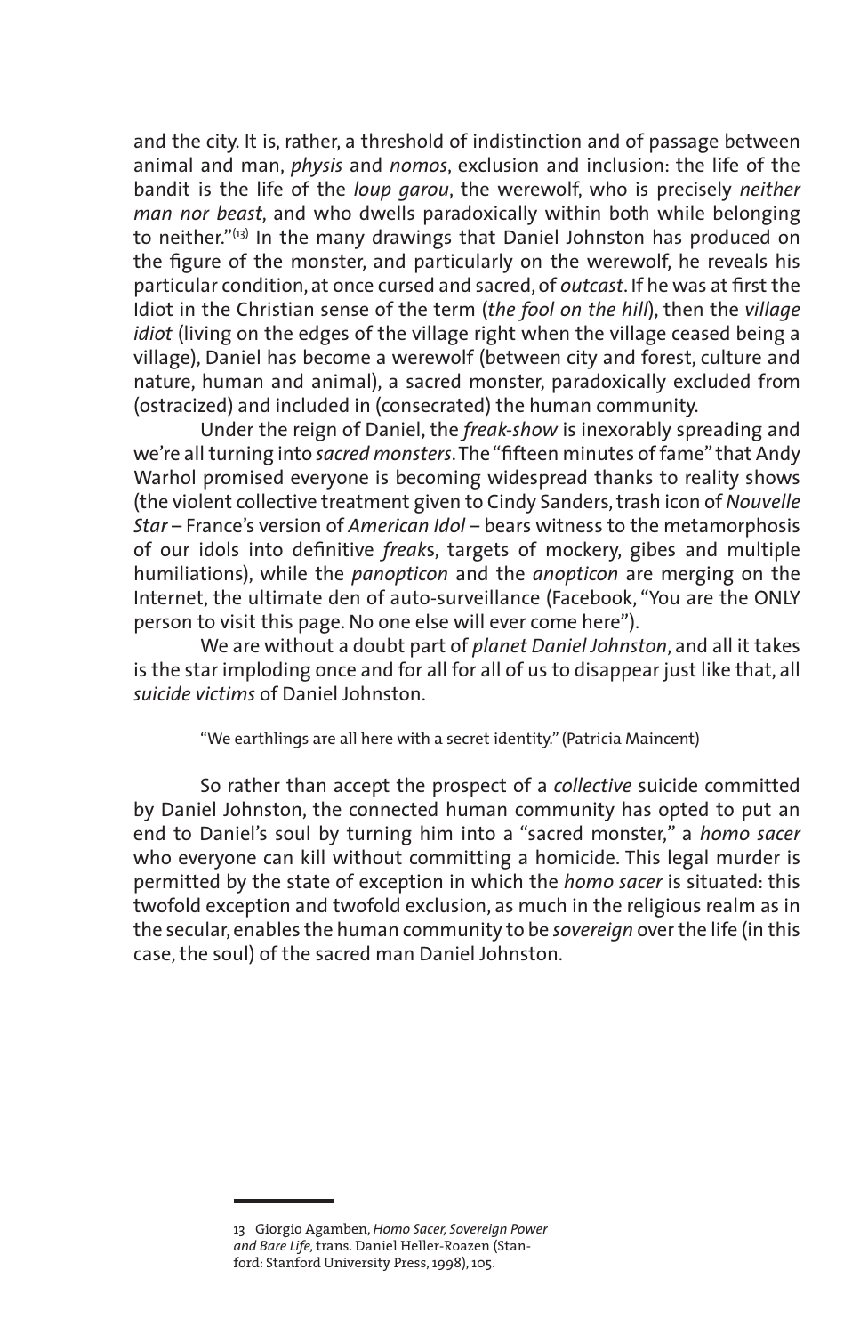and the city. It is, rather, a threshold of indistinction and of passage between animal and man, *physis* and *nomos*, exclusion and inclusion: the life of the bandit is the life of the *loup garou*, the werewolf, who is precisely *neither man nor beast*, and who dwells paradoxically within both while belonging to neither."[13] In the many drawings that Daniel Johnston has produced on the figure of the monster, and particularly on the werewolf, he reveals his particular condition, at once cursed and sacred, of *outcast*. If he was at first the Idiot in the Christian sense of the term (*the fool on the hill*), then the *village idiot* (living on the edges of the village right when the village ceased being a village), Daniel has become a werewolf (between city and forest, culture and nature, human and animal), a sacred monster, paradoxically excluded from (ostracized) and included in (consecrated) the human community.

Under the reign of Daniel, the *freak-show* is inexorably spreading and we're all turning into *sacred monsters*. The "fifteen minutes of fame" that Andy Warhol promised everyone is becoming widespread thanks to reality shows (the violent collective treatment given to Cindy Sanders, trash icon of *Nouvelle Star* – France's version of *American Idol* – bears witness to the metamorphosis of our idols into definitive *freak*s, targets of mockery, gibes and multiple humiliations), while the *panopticon* and the *anopticon* are merging on the Internet, the ultimate den of auto-surveillance (Facebook, "You are the ONLY person to visit this page. No one else will ever come here").

We are without a doubt part of *planet Daniel Johnston*, and all it takes is the star imploding once and for all for all of us to disappear just like that, all *suicide victims* of Daniel Johnston.

> "We earthlings are all here with a secret identity." (Patricia Maincent)

So rather than accept the prospect of a *collective* suicide committed by Daniel Johnston, the connected human community has opted to put an end to Daniel's soul by turning him into a "sacred monster," a *homo sacer* who everyone can kill without committing a homicide. This legal murder is permitted by the state of exception in which the *homo sacer* is situated: this twofold exception and twofold exclusion, as much in the religious realm as in the secular, enables the human community to be *sovereign* over the life (in this case, the soul) of the sacred man Daniel Johnston.

---

13 Giorgio Agamben, *Homo Sacer, Sovereign Power and Bare Life*, trans. Daniel Heller-Roazen (Stanford: Stanford University Press, 1998), 105.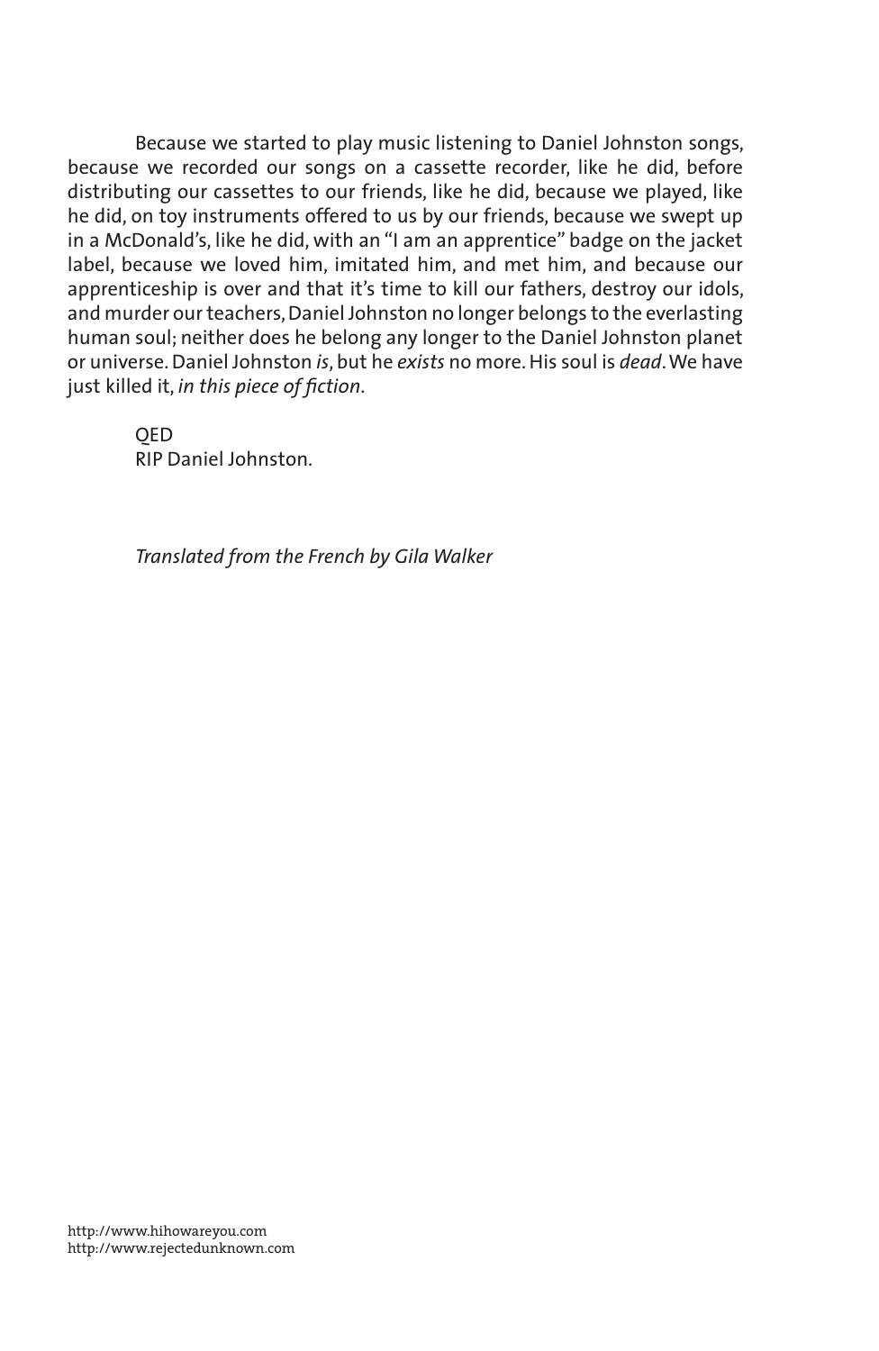Because we started to play music listening to Daniel Johnston songs, because we recorded our songs on a cassette recorder, like he did, before distributing our cassettes to our friends, like he did, because we played, like he did, on toy instruments offered to us by our friends, because we swept up in a McDonald's, like he did, with an "I am an apprentice" badge on the jacket label, because we loved him, imitated him, and met him, and because our apprenticeship is over and that it's time to kill our fathers, destroy our idols, and murder our teachers, Daniel Johnston no longer belongs to the everlasting human soul; neither does he belong any longer to the Daniel Johnston planet or universe. Daniel Johnston *is*, but he *exists* no more. His soul is *dead*. We have just killed it, *in this piece of fiction*.

QED
RIP Daniel Johnston.

*Translated from the French by Gila Walker*

http://www.hihowareyou.com
http://www.rejectedunknown.com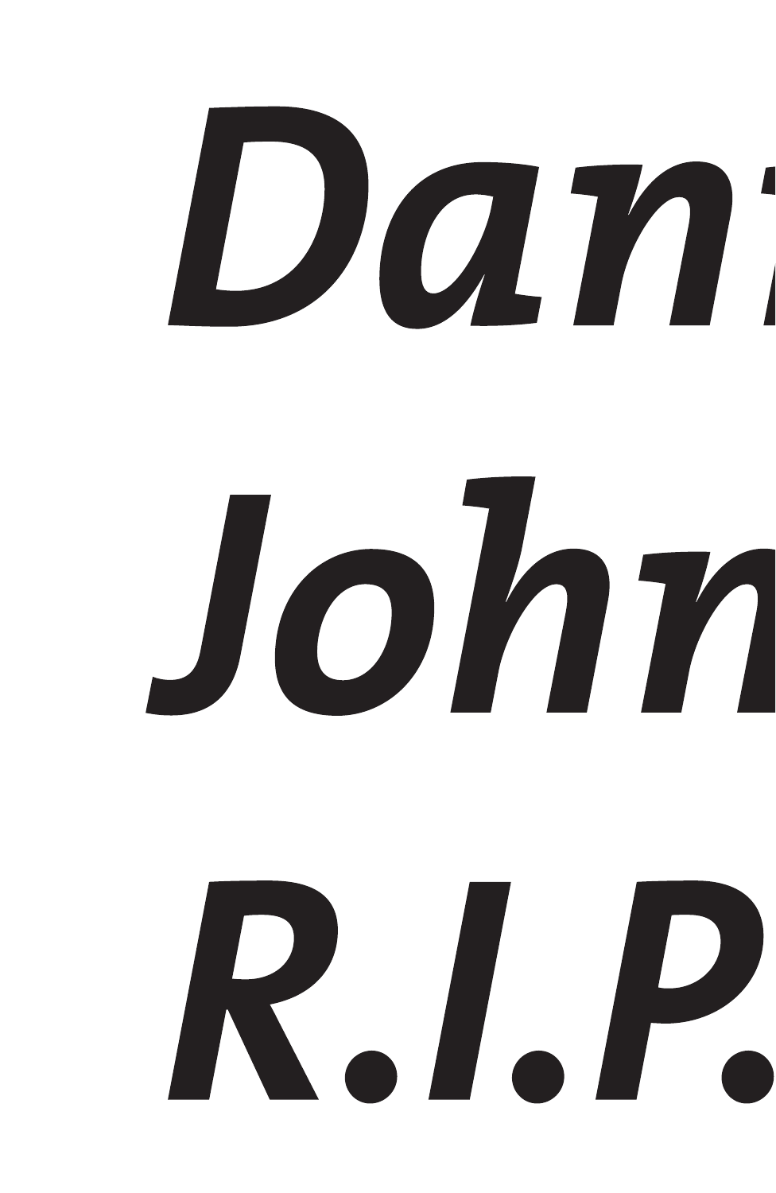*Dan*

*John*

*R.I.P.*